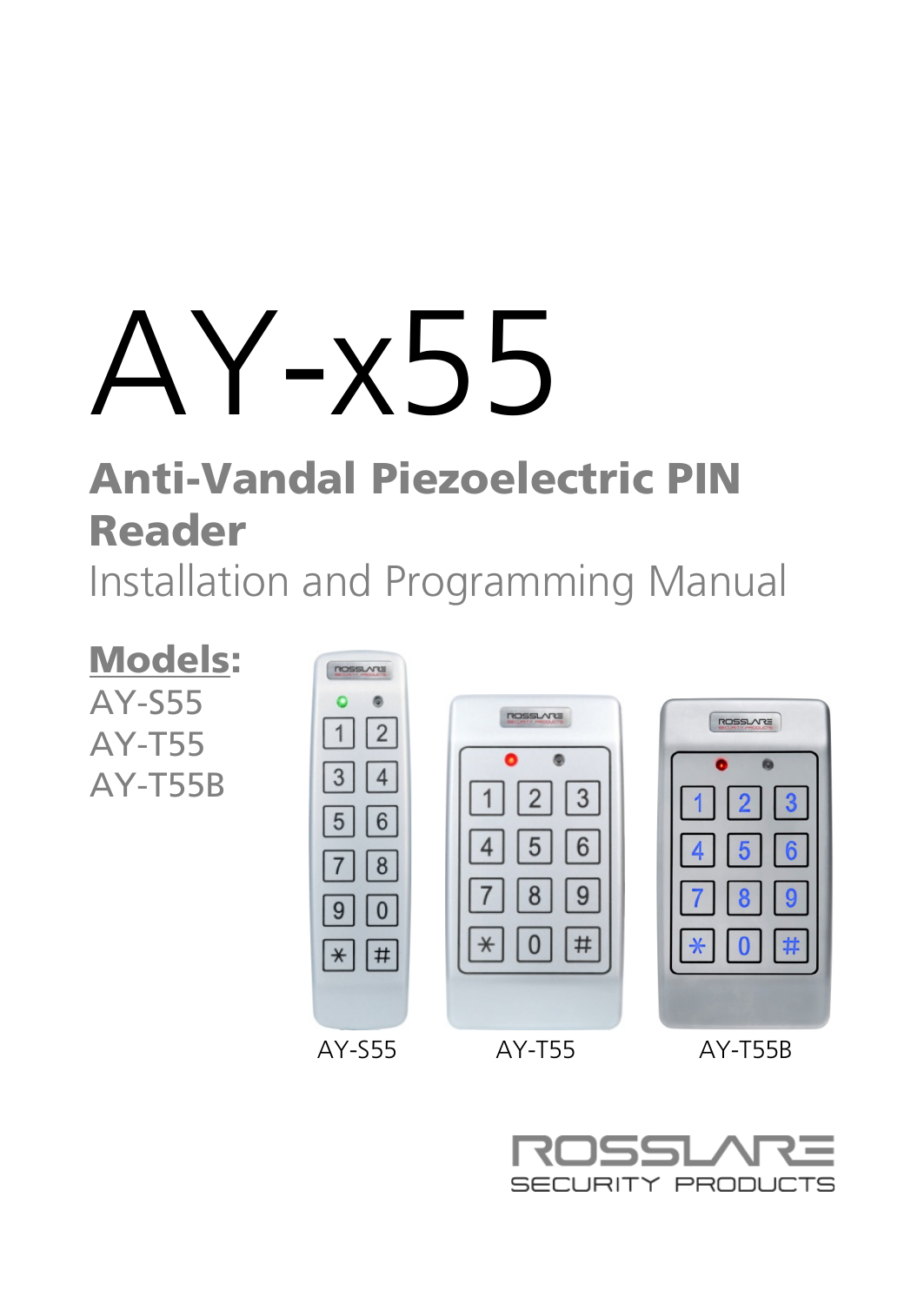# AY-x55

## Anti-Vandal Piezoelectric PIN Reader

Installation and Programming Manual

**Models:**

AY-S55
AY-T55
AY-T55B

AY-S55 AY-T55 AY-T55B

ROSSLARE SECURITY PRODUCTS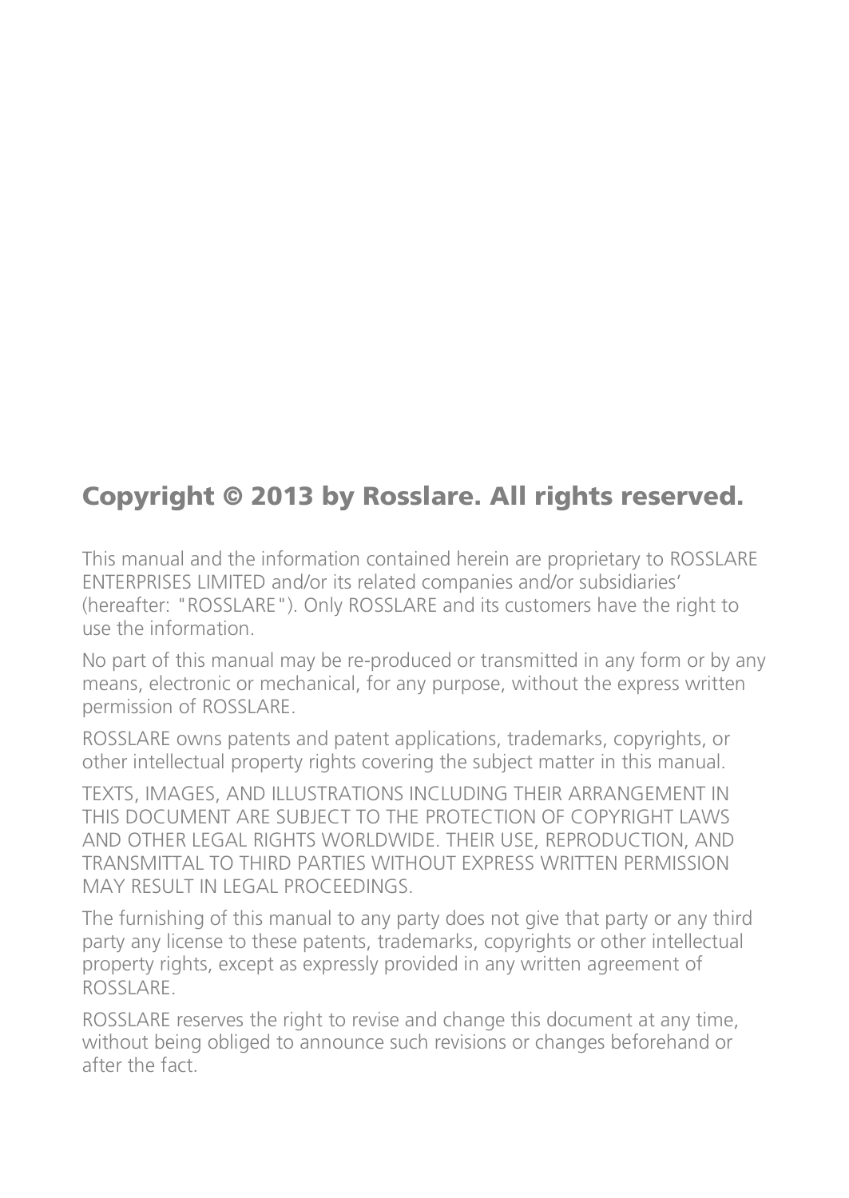## Copyright © 2013 by Rosslare. All rights reserved.

This manual and the information contained herein are proprietary to ROSSLARE ENTERPRISES LIMITED and/or its related companies and/or subsidiaries' (hereafter: "ROSSLARE"). Only ROSSLARE and its customers have the right to use the information.

No part of this manual may be re-produced or transmitted in any form or by any means, electronic or mechanical, for any purpose, without the express written permission of ROSSLARE.

ROSSLARE owns patents and patent applications, trademarks, copyrights, or other intellectual property rights covering the subject matter in this manual.

TEXTS, IMAGES, AND ILLUSTRATIONS INCLUDING THEIR ARRANGEMENT IN THIS DOCUMENT ARE SUBJECT TO THE PROTECTION OF COPYRIGHT LAWS AND OTHER LEGAL RIGHTS WORLDWIDE. THEIR USE, REPRODUCTION, AND TRANSMITTAL TO THIRD PARTIES WITHOUT EXPRESS WRITTEN PERMISSION MAY RESULT IN LEGAL PROCEEDINGS.

The furnishing of this manual to any party does not give that party or any third party any license to these patents, trademarks, copyrights or other intellectual property rights, except as expressly provided in any written agreement of ROSSLARE.

ROSSLARE reserves the right to revise and change this document at any time, without being obliged to announce such revisions or changes beforehand or after the fact.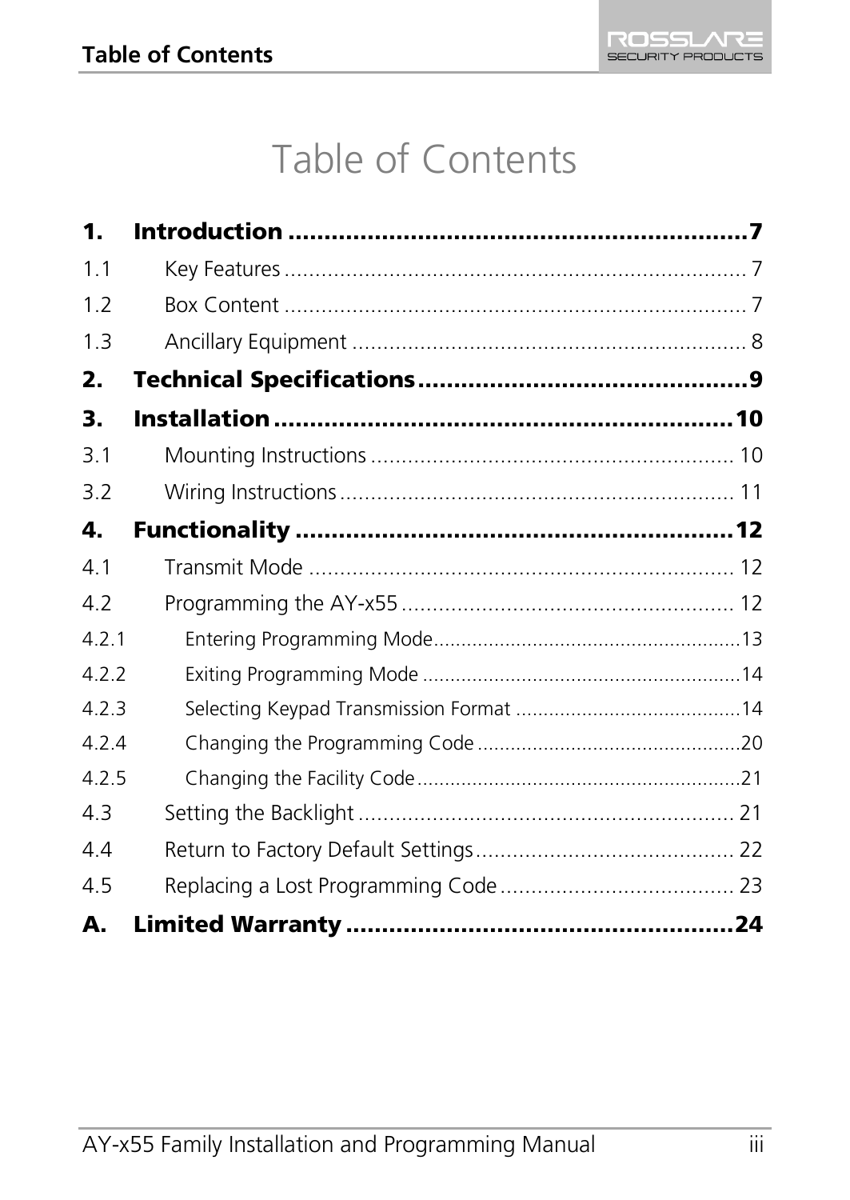# Table of Contents

**1. Introduction ............................................................ 7**

1.1 Key Features ............................................................ 7

1.2 Box Content ............................................................ 7

1.3 Ancillary Equipment ............................................................ 8

**2. Technical Specifications ............................................................ 9**

**3. Installation ............................................................ 10**

3.1 Mounting Instructions ............................................................ 10

3.2 Wiring Instructions ............................................................ 11

**4. Functionality ............................................................ 12**

4.1 Transmit Mode ............................................................ 12

4.2 Programming the AY-x55 ............................................................ 12

4.2.1 Entering Programming Mode ............................................................ 13

4.2.2 Exiting Programming Mode ............................................................ 14

4.2.3 Selecting Keypad Transmission Format ............................................................ 14

4.2.4 Changing the Programming Code ............................................................ 20

4.2.5 Changing the Facility Code ............................................................ 21

4.3 Setting the Backlight ............................................................ 21

4.4 Return to Factory Default Settings ............................................................ 22

4.5 Replacing a Lost Programming Code ............................................................ 23

**A. Limited Warranty ............................................................ 24**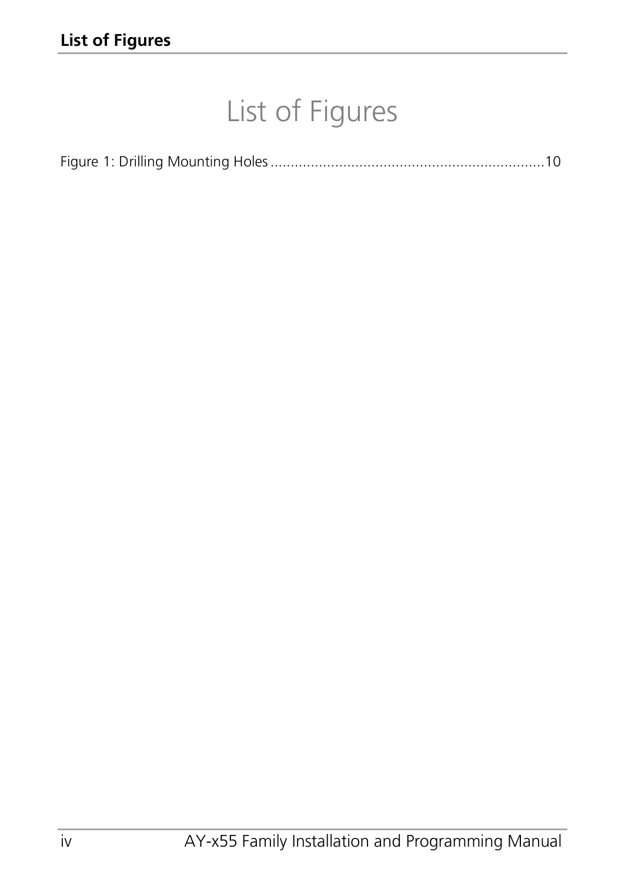# List of Figures

Figure 1: Drilling Mounting Holes ....................................................................10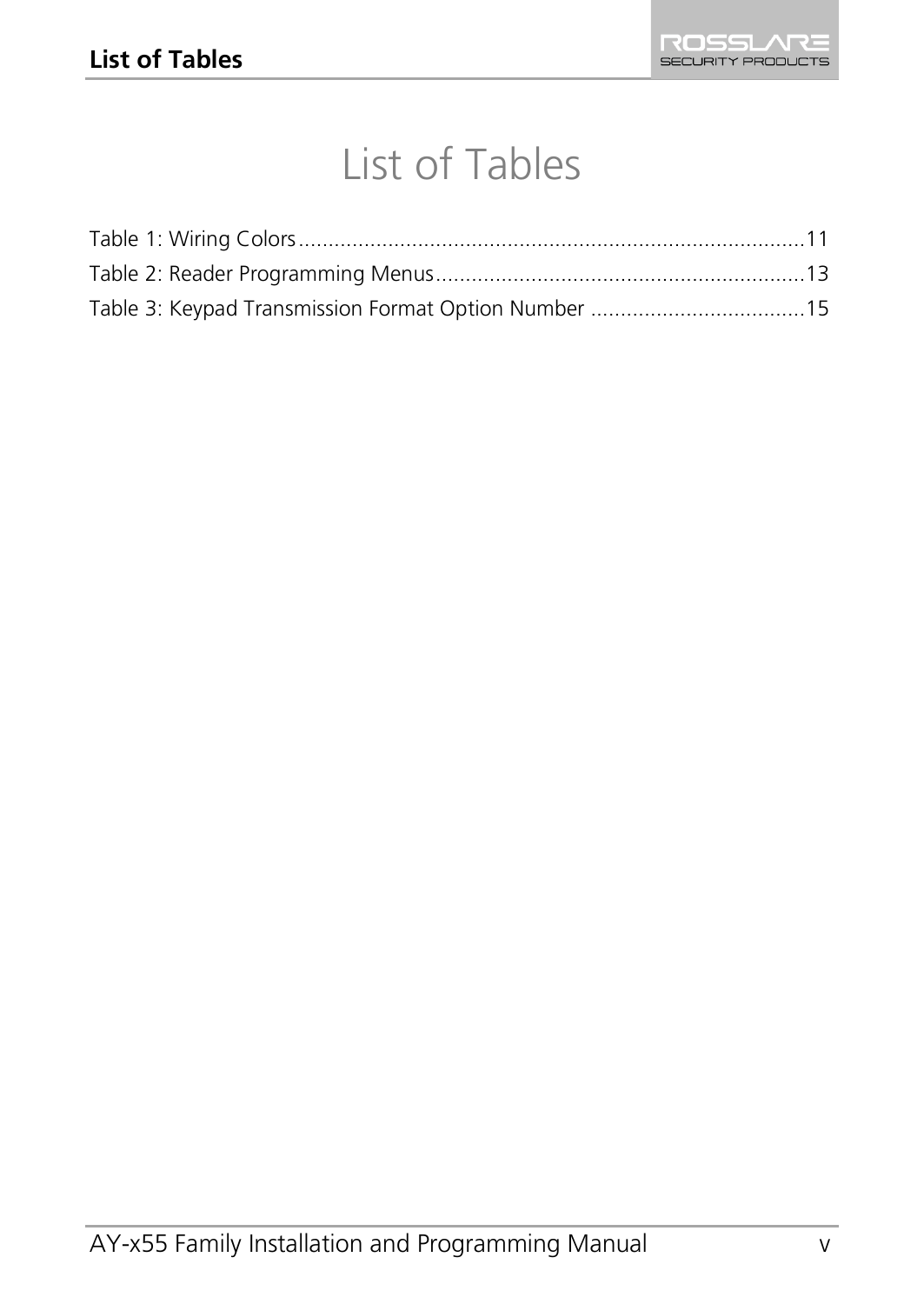# List of Tables

Table 1: Wiring Colors....................................................................................11
Table 2: Reader Programming Menus..............................................................13
Table 3: Keypad Transmission Format Option Number ...................................15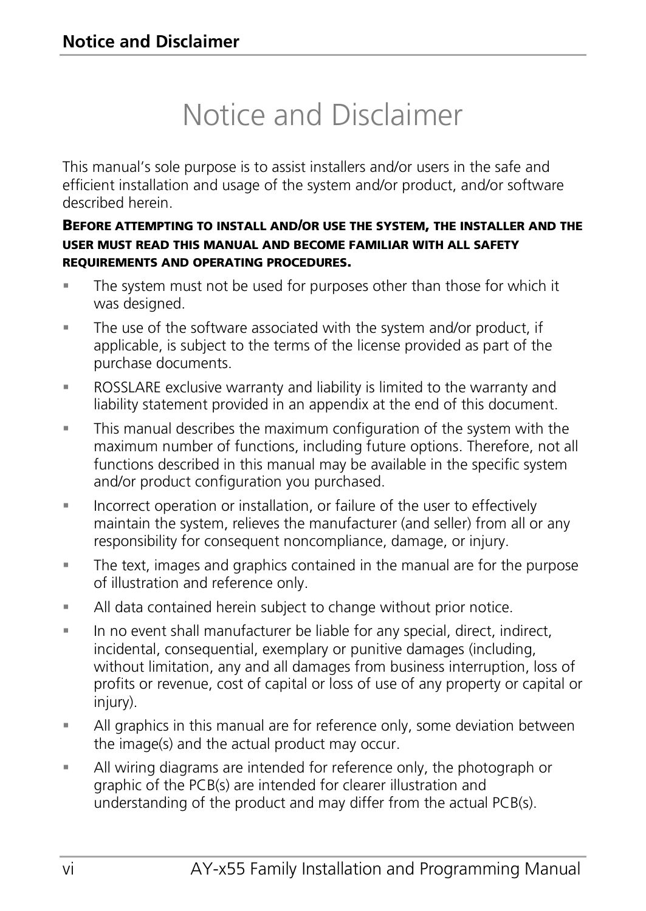# Notice and Disclaimer

This manual's sole purpose is to assist installers and/or users in the safe and efficient installation and usage of the system and/or product, and/or software described herein.

**BEFORE ATTEMPTING TO INSTALL AND/OR USE THE SYSTEM, THE INSTALLER AND THE USER MUST READ THIS MANUAL AND BECOME FAMILIAR WITH ALL SAFETY REQUIREMENTS AND OPERATING PROCEDURES.**

- The system must not be used for purposes other than those for which it was designed.
- The use of the software associated with the system and/or product, if applicable, is subject to the terms of the license provided as part of the purchase documents.
- ROSSLARE exclusive warranty and liability is limited to the warranty and liability statement provided in an appendix at the end of this document.
- This manual describes the maximum configuration of the system with the maximum number of functions, including future options. Therefore, not all functions described in this manual may be available in the specific system and/or product configuration you purchased.
- Incorrect operation or installation, or failure of the user to effectively maintain the system, relieves the manufacturer (and seller) from all or any responsibility for consequent noncompliance, damage, or injury.
- The text, images and graphics contained in the manual are for the purpose of illustration and reference only.
- All data contained herein subject to change without prior notice.
- In no event shall manufacturer be liable for any special, direct, indirect, incidental, consequential, exemplary or punitive damages (including, without limitation, any and all damages from business interruption, loss of profits or revenue, cost of capital or loss of use of any property or capital or injury).
- All graphics in this manual are for reference only, some deviation between the image(s) and the actual product may occur.
- All wiring diagrams are intended for reference only, the photograph or graphic of the PCB(s) are intended for clearer illustration and understanding of the product and may differ from the actual PCB(s).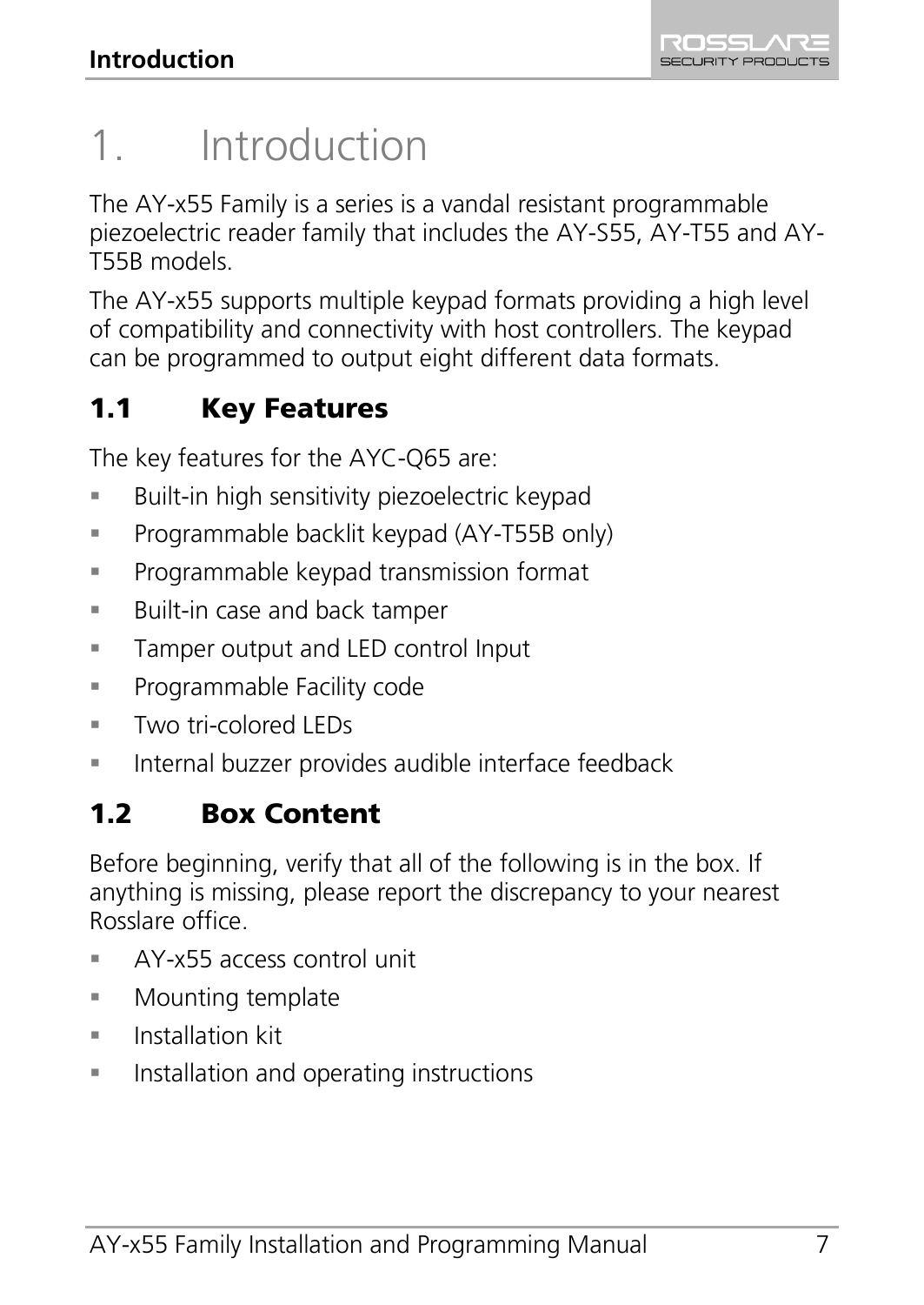# 1. Introduction

The AY-x55 Family is a series is a vandal resistant programmable piezoelectric reader family that includes the AY-S55, AY-T55 and AY-T55B models.

The AY-x55 supports multiple keypad formats providing a high level of compatibility and connectivity with host controllers. The keypad can be programmed to output eight different data formats.

## 1.1 Key Features

The key features for the AYC-Q65 are:

- Built-in high sensitivity piezoelectric keypad
- Programmable backlit keypad (AY-T55B only)
- Programmable keypad transmission format
- Built-in case and back tamper
- Tamper output and LED control Input
- Programmable Facility code
- Two tri-colored LEDs
- Internal buzzer provides audible interface feedback

## 1.2 Box Content

Before beginning, verify that all of the following is in the box. If anything is missing, please report the discrepancy to your nearest Rosslare office.

- AY-x55 access control unit
- Mounting template
- Installation kit
- Installation and operating instructions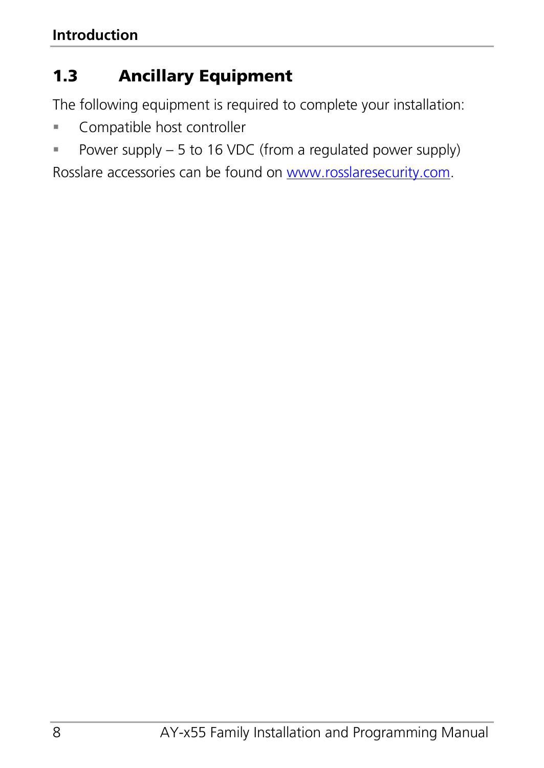## 1.3 Ancillary Equipment

The following equipment is required to complete your installation:

- Compatible host controller
- Power supply – 5 to 16 VDC (from a regulated power supply)

Rosslare accessories can be found on [www.rosslaresecurity.com](http://www.rosslaresecurity.com).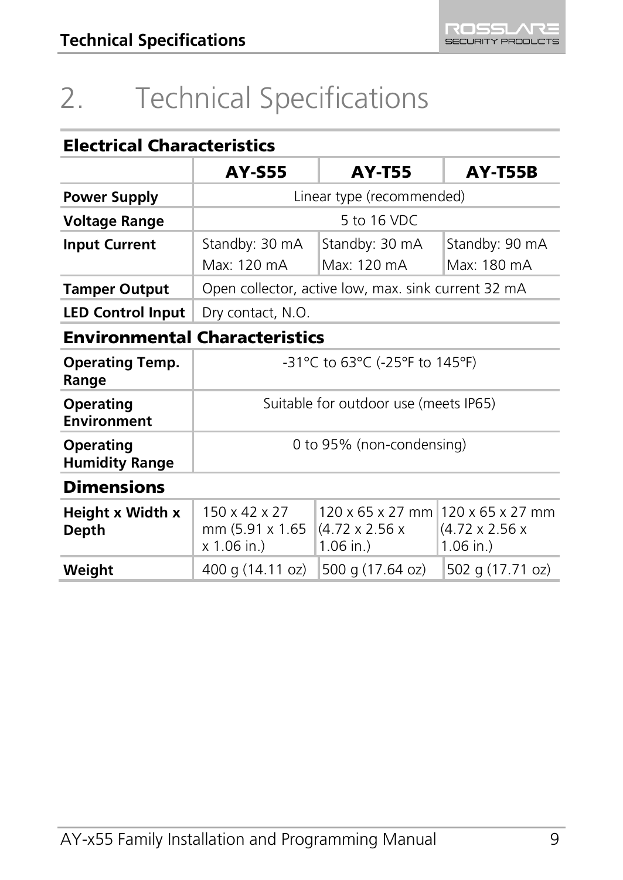# 2. Technical Specifications

| **Electrical Characteristics** | | | |
|---|---|---|---|
| | **AY-S55** | **AY-T55** | **AY-T55B** |
| **Power Supply** | Linear type (recommended) | | |
| **Voltage Range** | 5 to 16 VDC | | |
| **Input Current** | Standby: 30 mA<br>Max: 120 mA | Standby: 30 mA<br>Max: 120 mA | Standby: 90 mA<br>Max: 180 mA |
| **Tamper Output** | Open collector, active low, max. sink current 32 mA | | |
| **LED Control Input** | Dry contact, N.O. | | |
| **Environmental Characteristics** | | | |
| **Operating Temp. Range** | -31°C to 63°C (-25°F to 145°F) | | |
| **Operating Environment** | Suitable for outdoor use (meets IP65) | | |
| **Operating Humidity Range** | 0 to 95% (non-condensing) | | |
| **Dimensions** | | | |
| **Height x Width x Depth** | 150 x 42 x 27 mm (5.91 x 1.65 x 1.06 in.) | 120 x 65 x 27 mm (4.72 x 2.56 x 1.06 in.) | 120 x 65 x 27 mm (4.72 x 2.56 x 1.06 in.) |
| **Weight** | 400 g (14.11 oz) | 500 g (17.64 oz) | 502 g (17.71 oz) |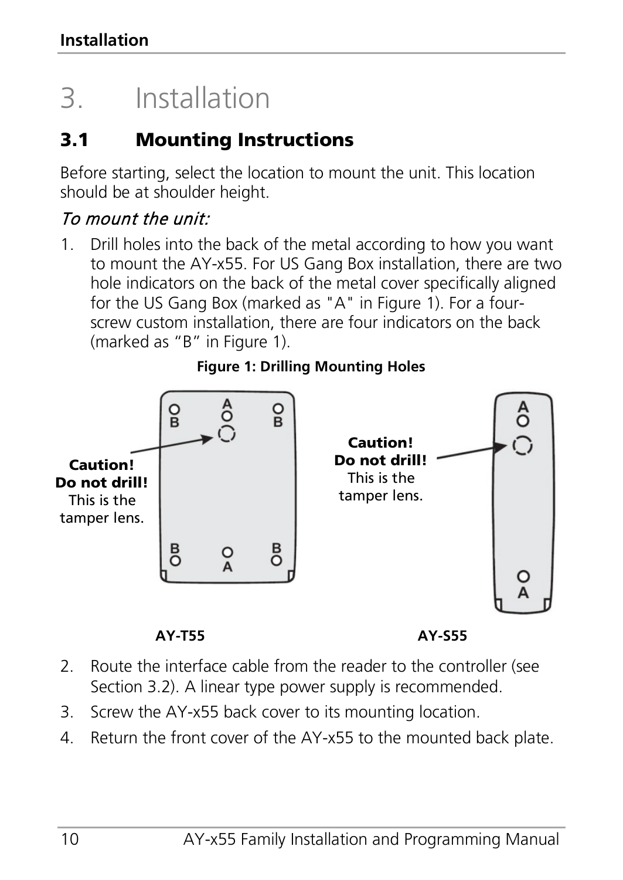# 3. Installation

## 3.1 Mounting Instructions

Before starting, select the location to mount the unit. This location should be at shoulder height.

*To mount the unit:*

1. Drill holes into the back of the metal according to how you want to mount the AY-x55. For US Gang Box installation, there are two hole indicators on the back of the metal cover specifically aligned for the US Gang Box (marked as "A" in Figure 1). For a four-screw custom installation, there are four indicators on the back (marked as "B" in Figure 1).

**Figure 1: Drilling Mounting Holes**

**Caution! Do not drill!** This is the tamper lens.

**Caution! Do not drill!** This is the tamper lens.

**AY-T55** **AY-S55**

2. Route the interface cable from the reader to the controller (see Section 3.2). A linear type power supply is recommended.
3. Screw the AY-x55 back cover to its mounting location.
4. Return the front cover of the AY-x55 to the mounted back plate.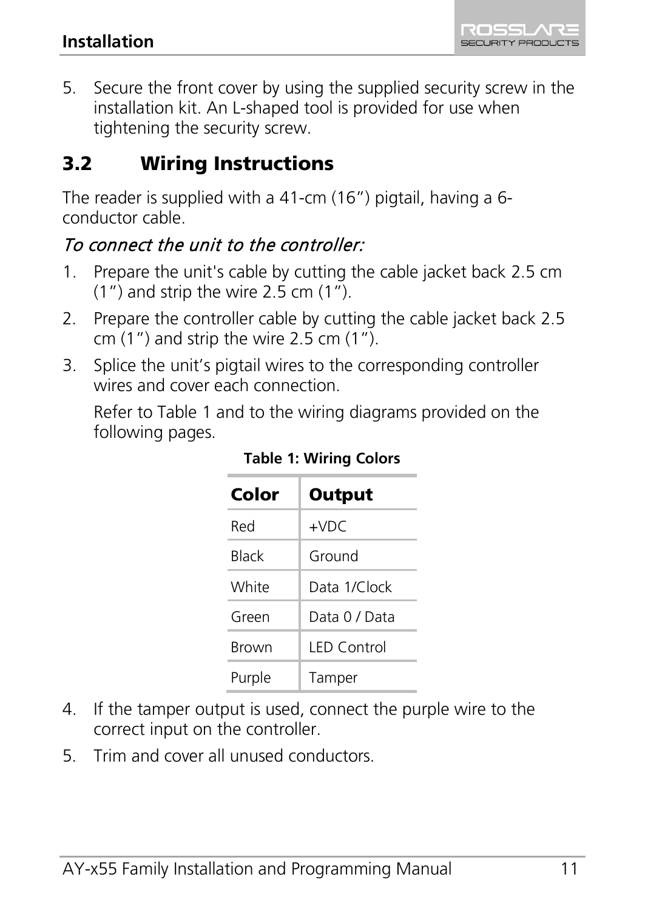5. Secure the front cover by using the supplied security screw in the installation kit. An L-shaped tool is provided for use when tightening the security screw.

## 3.2 Wiring Instructions

The reader is supplied with a 41-cm (16”) pigtail, having a 6-conductor cable.

*To connect the unit to the controller:*

1. Prepare the unit's cable by cutting the cable jacket back 2.5 cm (1”) and strip the wire 2.5 cm (1”).
2. Prepare the controller cable by cutting the cable jacket back 2.5 cm (1”) and strip the wire 2.5 cm (1”).
3. Splice the unit’s pigtail wires to the corresponding controller wires and cover each connection.

   Refer to Table 1 and to the wiring diagrams provided on the following pages.

   **Table 1: Wiring Colors**

   | Color | Output |
   |---|---|
   | Red | +VDC |
   | Black | Ground |
   | White | Data 1/Clock |
   | Green | Data 0 / Data |
   | Brown | LED Control |
   | Purple | Tamper |

4. If the tamper output is used, connect the purple wire to the correct input on the controller.
5. Trim and cover all unused conductors.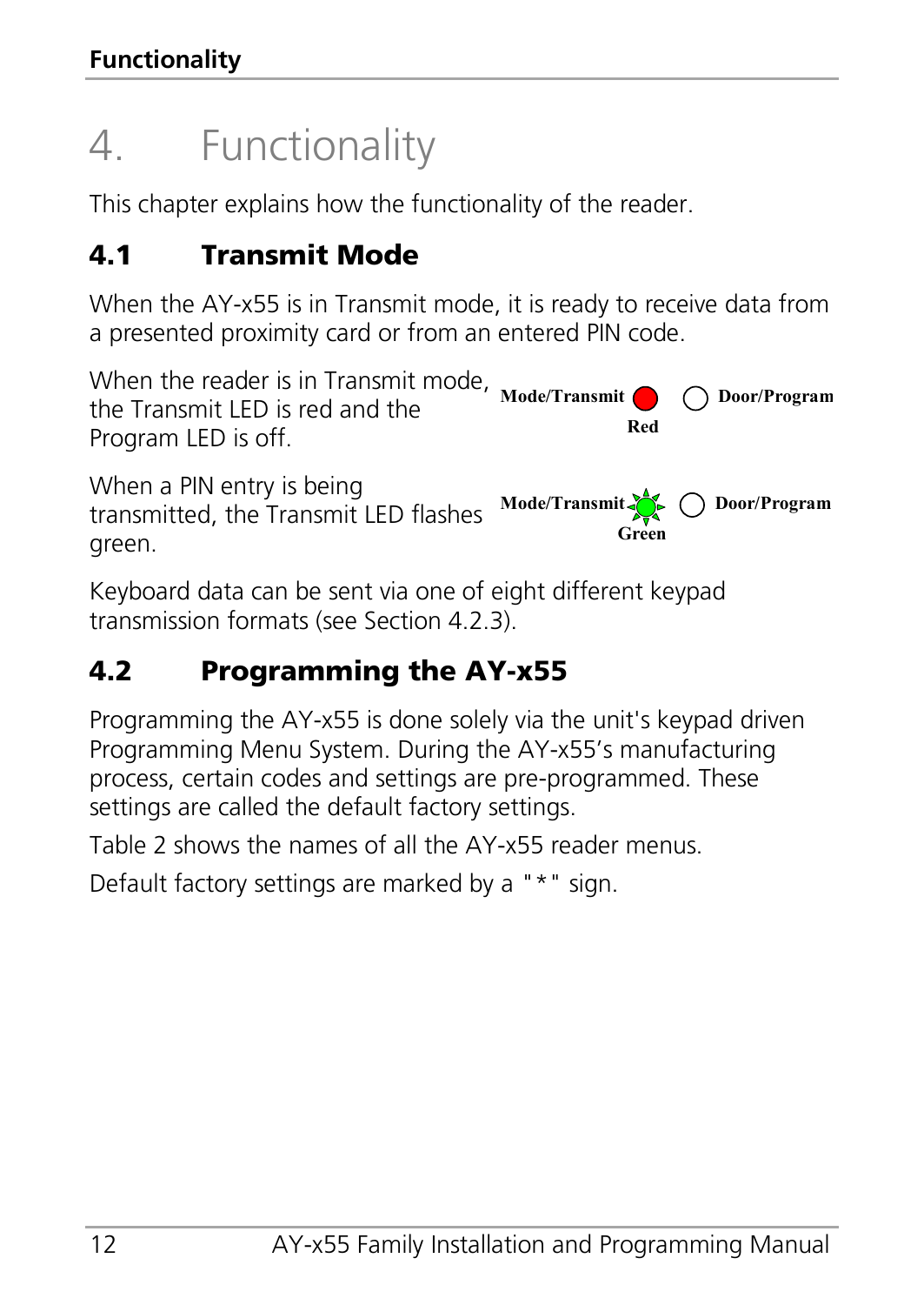# 4. Functionality

This chapter explains how the functionality of the reader.

## 4.1 Transmit Mode

When the AY-x55 is in Transmit mode, it is ready to receive data from a presented proximity card or from an entered PIN code.

When the reader is in Transmit mode, the Transmit LED is red and the Program LED is off.

Mode/Transmit Door/Program
Red

When a PIN entry is being transmitted, the Transmit LED flashes green.

Mode/Transmit Door/Program
Green

Keyboard data can be sent via one of eight different keypad transmission formats (see Section 4.2.3).

## 4.2 Programming the AY-x55

Programming the AY-x55 is done solely via the unit's keypad driven Programming Menu System. During the AY-x55's manufacturing process, certain codes and settings are pre-programmed. These settings are called the default factory settings.

Table 2 shows the names of all the AY-x55 reader menus.

Default factory settings are marked by a "*" sign.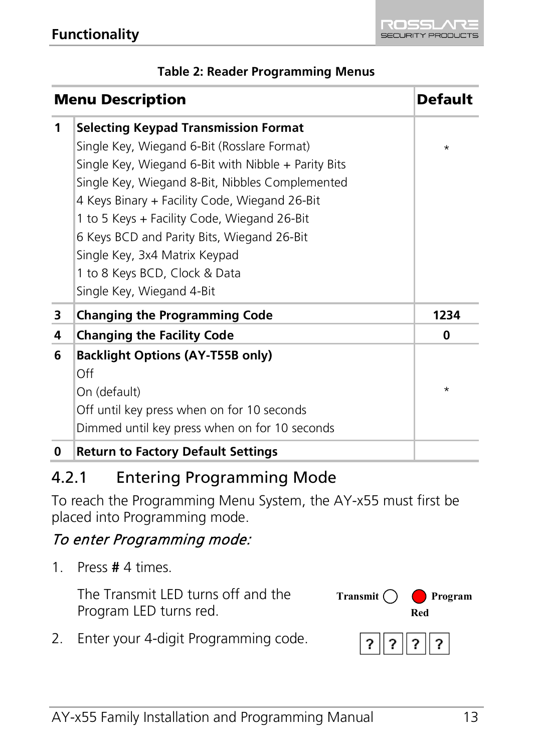**Table 2: Reader Programming Menus**

| Menu Description | | Default |
|---|---|---|
| 1 | **Selecting Keypad Transmission Format** | |
| | Single Key, Wiegand 6-Bit (Rosslare Format) | * |
| | Single Key, Wiegand 6-Bit with Nibble + Parity Bits | |
| | Single Key, Wiegand 8-Bit, Nibbles Complemented | |
| | 4 Keys Binary + Facility Code, Wiegand 26-Bit | |
| | 1 to 5 Keys + Facility Code, Wiegand 26-Bit | |
| | 6 Keys BCD and Parity Bits, Wiegand 26-Bit | |
| | Single Key, 3x4 Matrix Keypad | |
| | 1 to 8 Keys BCD, Clock & Data | |
| | Single Key, Wiegand 4-Bit | |
| 3 | **Changing the Programming Code** | **1234** |
| 4 | **Changing the Facility Code** | **0** |
| 6 | **Backlight Options (AY-T55B only)** | |
| | Off | |
| | On (default) | * |
| | Off until key press when on for 10 seconds | |
| | Dimmed until key press when on for 10 seconds | |
| 0 | **Return to Factory Default Settings** | |

## 4.2.1 Entering Programming Mode

To reach the Programming Menu System, the AY-x55 must first be placed into Programming mode.

*To enter Programming mode:*

1. Press **#** 4 times.

   The Transmit LED turns off and the Program LED turns red.

   Transmit ○ ● Program
   Red

2. Enter your 4-digit Programming code.

   ? ? ? ?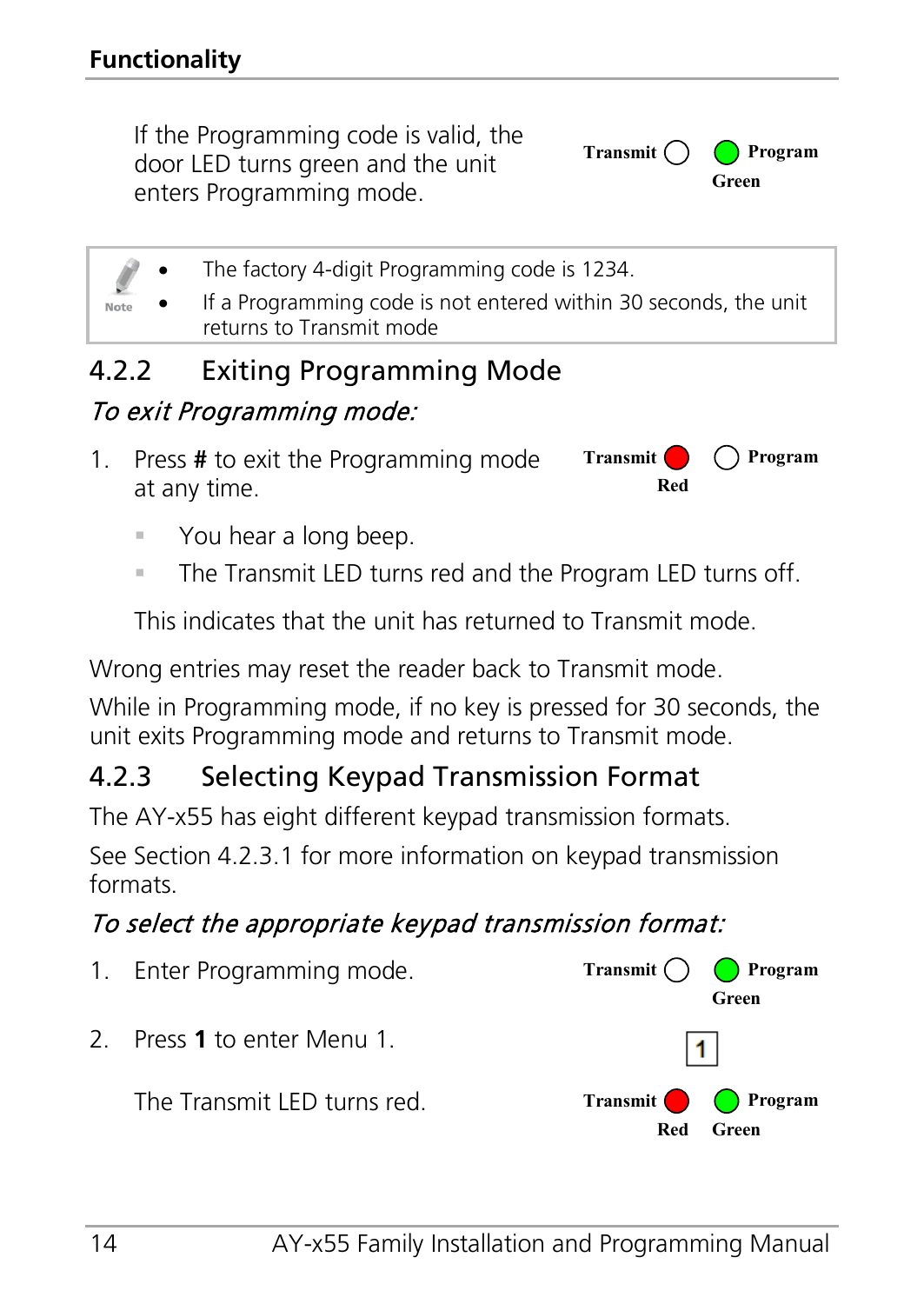If the Programming code is valid, the door LED turns green and the unit enters Programming mode.

Transmit ◯ 🟢 Program
Green

> - The factory 4-digit Programming code is 1234.
> - If a Programming code is not entered within 30 seconds, the unit returns to Transmit mode

### 4.2.2 Exiting Programming Mode

*To exit Programming mode:*

1. Press **#** to exit the Programming mode at any time.

   Transmit 🔴 ◯ Program
   Red

   - You hear a long beep.
   - The Transmit LED turns red and the Program LED turns off.

   This indicates that the unit has returned to Transmit mode.

Wrong entries may reset the reader back to Transmit mode.

While in Programming mode, if no key is pressed for 30 seconds, the unit exits Programming mode and returns to Transmit mode.

### 4.2.3 Selecting Keypad Transmission Format

The AY-x55 has eight different keypad transmission formats.

See Section 4.2.3.1 for more information on keypad transmission formats.

*To select the appropriate keypad transmission format:*

1. Enter Programming mode.

   Transmit ◯ 🟢 Program
   Green

2. Press **1** to enter Menu 1.

   [1]

   The Transmit LED turns red.

   Transmit 🔴 🟢 Program
   Red Green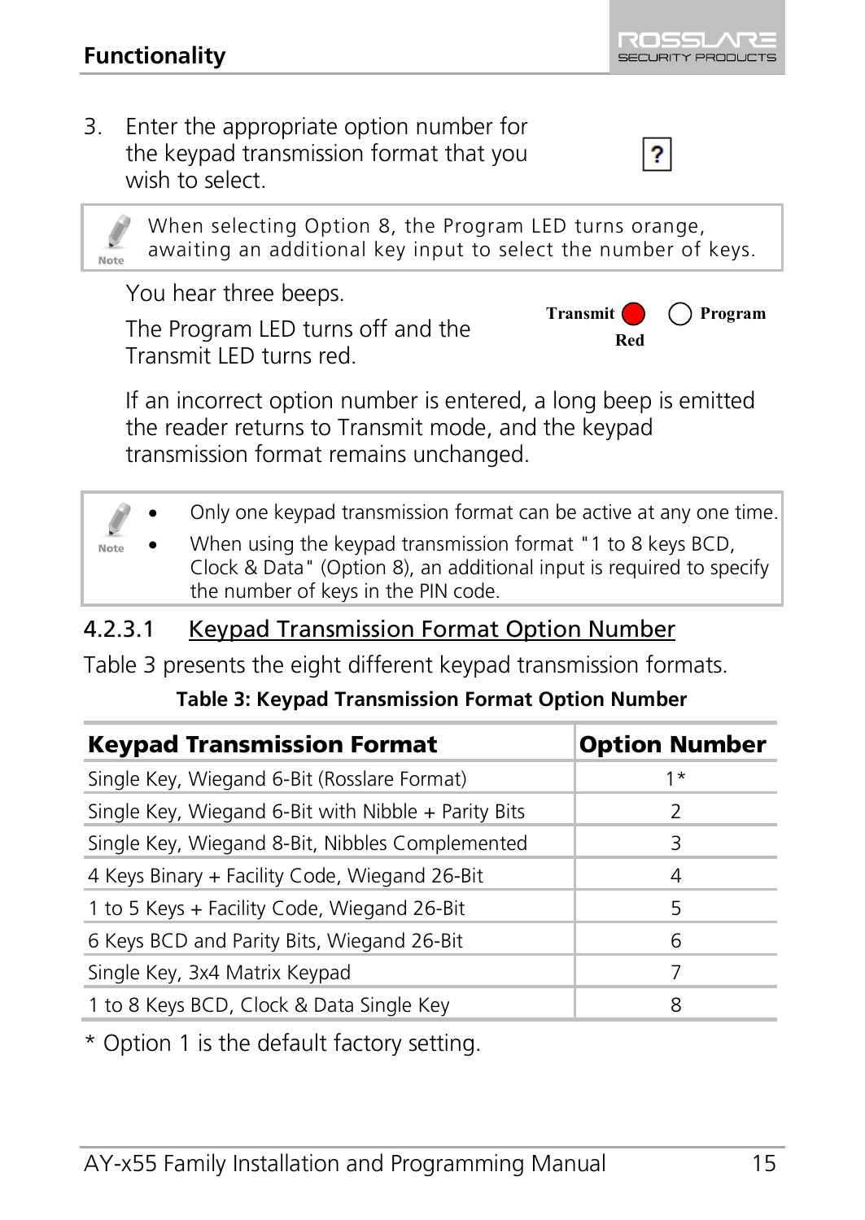3. Enter the appropriate option number for the keypad transmission format that you wish to select.

> **Note:** When selecting Option 8, the Program LED turns orange, awaiting an additional key input to select the number of keys.

You hear three beeps.

The Program LED turns off and the Transmit LED turns red.

Transmit (Red) Program

If an incorrect option number is entered, a long beep is emitted the reader returns to Transmit mode, and the keypad transmission format remains unchanged.

> **Note:**
> - Only one keypad transmission format can be active at any one time.
> - When using the keypad transmission format "1 to 8 keys BCD, Clock & Data" (Option 8), an additional input is required to specify the number of keys in the PIN code.

#### 4.2.3.1 Keypad Transmission Format Option Number

Table 3 presents the eight different keypad transmission formats.

**Table 3: Keypad Transmission Format Option Number**

| Keypad Transmission Format | Option Number |
|---|---|
| Single Key, Wiegand 6-Bit (Rosslare Format) | 1* |
| Single Key, Wiegand 6-Bit with Nibble + Parity Bits | 2 |
| Single Key, Wiegand 8-Bit, Nibbles Complemented | 3 |
| 4 Keys Binary + Facility Code, Wiegand 26-Bit | 4 |
| 1 to 5 Keys + Facility Code, Wiegand 26-Bit | 5 |
| 6 Keys BCD and Parity Bits, Wiegand 26-Bit | 6 |
| Single Key, 3x4 Matrix Keypad | 7 |
| 1 to 8 Keys BCD, Clock & Data Single Key | 8 |

* Option 1 is the default factory setting.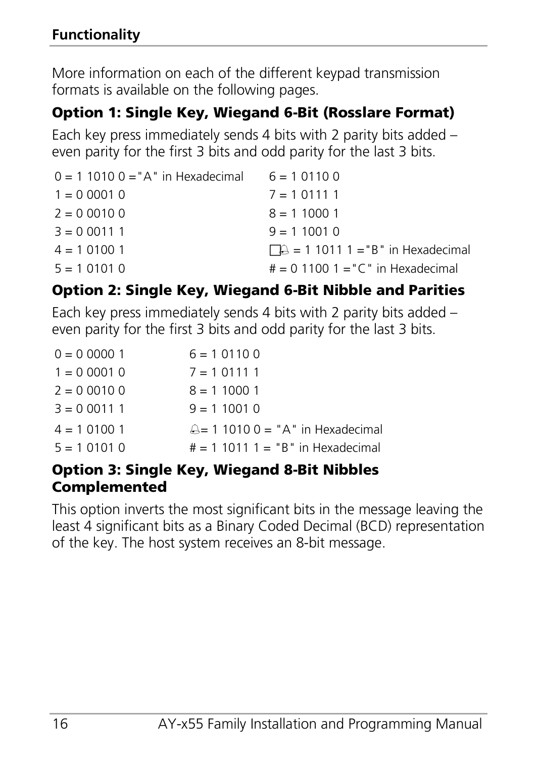**Functionality**

More information on each of the different keypad transmission formats is available on the following pages.

### Option 1: Single Key, Wiegand 6-Bit (Rosslare Format)

Each key press immediately sends 4 bits with 2 parity bits added – even parity for the first 3 bits and odd parity for the last 3 bits.

| | |
|---|---|
| 0 = 1 1010 0 ="A" in Hexadecimal | 6 = 1 0110 0 |
| 1 = 0 0001 0 | 7 = 1 0111 1 |
| 2 = 0 0010 0 | 8 = 1 1000 1 |
| 3 = 0 0011 1 | 9 = 1 1001 0 |
| 4 = 1 0100 1 | 🔔 = 1 1011 1 ="B" in Hexadecimal |
| 5 = 1 0101 0 | # = 0 1100 1 ="C" in Hexadecimal |

### Option 2: Single Key, Wiegand 6-Bit Nibble and Parities

Each key press immediately sends 4 bits with 2 parity bits added – even parity for the first 3 bits and odd parity for the last 3 bits.

| | |
|---|---|
| 0 = 0 0000 1 | 6 = 1 0110 0 |
| 1 = 0 0001 0 | 7 = 1 0111 1 |
| 2 = 0 0010 0 | 8 = 1 1000 1 |
| 3 = 0 0011 1 | 9 = 1 1001 0 |
| 4 = 1 0100 1 | 🔔= 1 1010 0 = "A" in Hexadecimal |
| 5 = 1 0101 0 | # = 1 1011 1 = "B" in Hexadecimal |

### Option 3: Single Key, Wiegand 8-Bit Nibbles Complemented

This option inverts the most significant bits in the message leaving the least 4 significant bits as a Binary Coded Decimal (BCD) representation of the key. The host system receives an 8-bit message.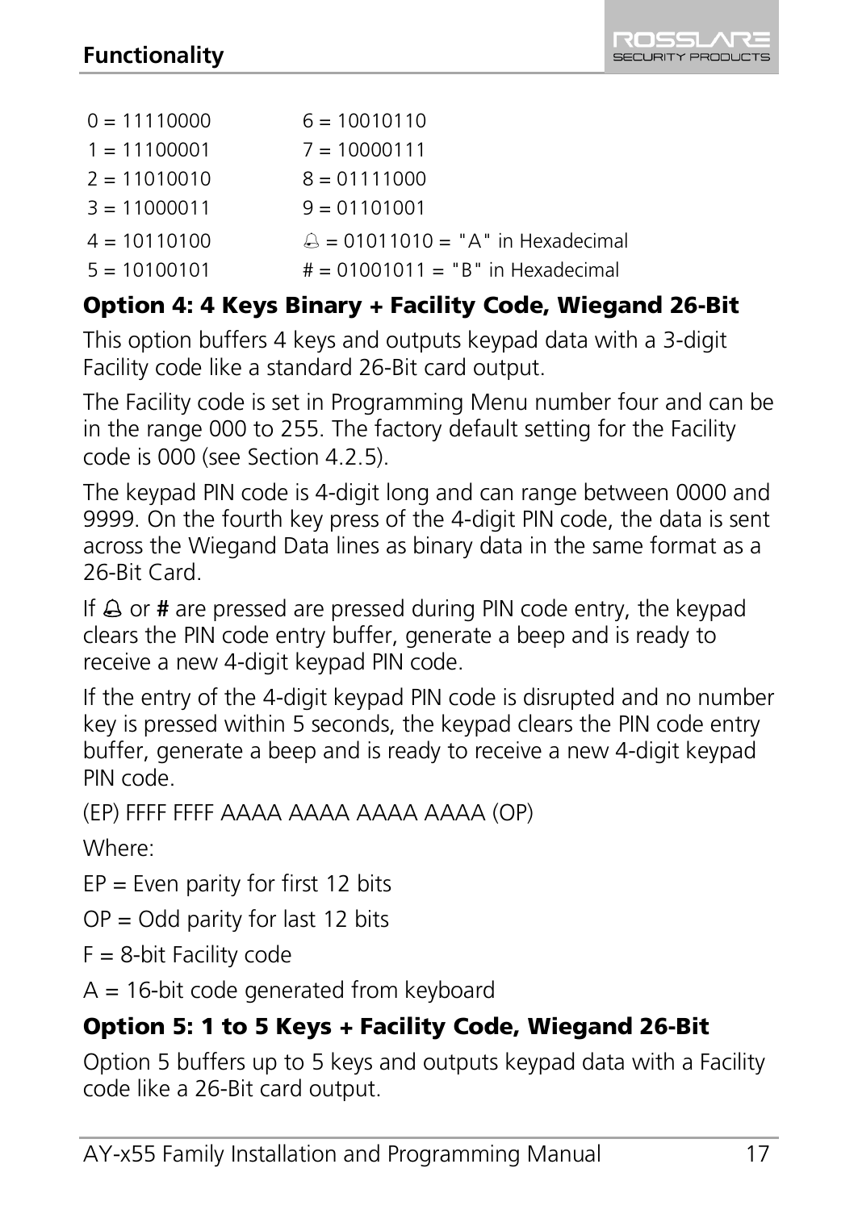| | |
|---|---|
| 0 = 11110000 | 6 = 10010110 |
| 1 = 11100001 | 7 = 10000111 |
| 2 = 11010010 | 8 = 01111000 |
| 3 = 11000011 | 9 = 01101001 |
| 4 = 10110100 | 🔔 = 01011010 = "A" in Hexadecimal |
| 5 = 10100101 | # = 01001011 = "B" in Hexadecimal |

### Option 4: 4 Keys Binary + Facility Code, Wiegand 26-Bit

This option buffers 4 keys and outputs keypad data with a 3-digit Facility code like a standard 26-Bit card output.

The Facility code is set in Programming Menu number four and can be in the range 000 to 255. The factory default setting for the Facility code is 000 (see Section 4.2.5).

The keypad PIN code is 4-digit long and can range between 0000 and 9999. On the fourth key press of the 4-digit PIN code, the data is sent across the Wiegand Data lines as binary data in the same format as a 26-Bit Card.

If 🔔 or **#** are pressed are pressed during PIN code entry, the keypad clears the PIN code entry buffer, generate a beep and is ready to receive a new 4-digit keypad PIN code.

If the entry of the 4-digit keypad PIN code is disrupted and no number key is pressed within 5 seconds, the keypad clears the PIN code entry buffer, generate a beep and is ready to receive a new 4-digit keypad PIN code.

(EP) FFFF FFFF AAAA AAAA AAAA AAAA (OP)

Where:

EP = Even parity for first 12 bits

OP = Odd parity for last 12 bits

F = 8-bit Facility code

A = 16-bit code generated from keyboard

### Option 5: 1 to 5 Keys + Facility Code, Wiegand 26-Bit

Option 5 buffers up to 5 keys and outputs keypad data with a Facility code like a 26-Bit card output.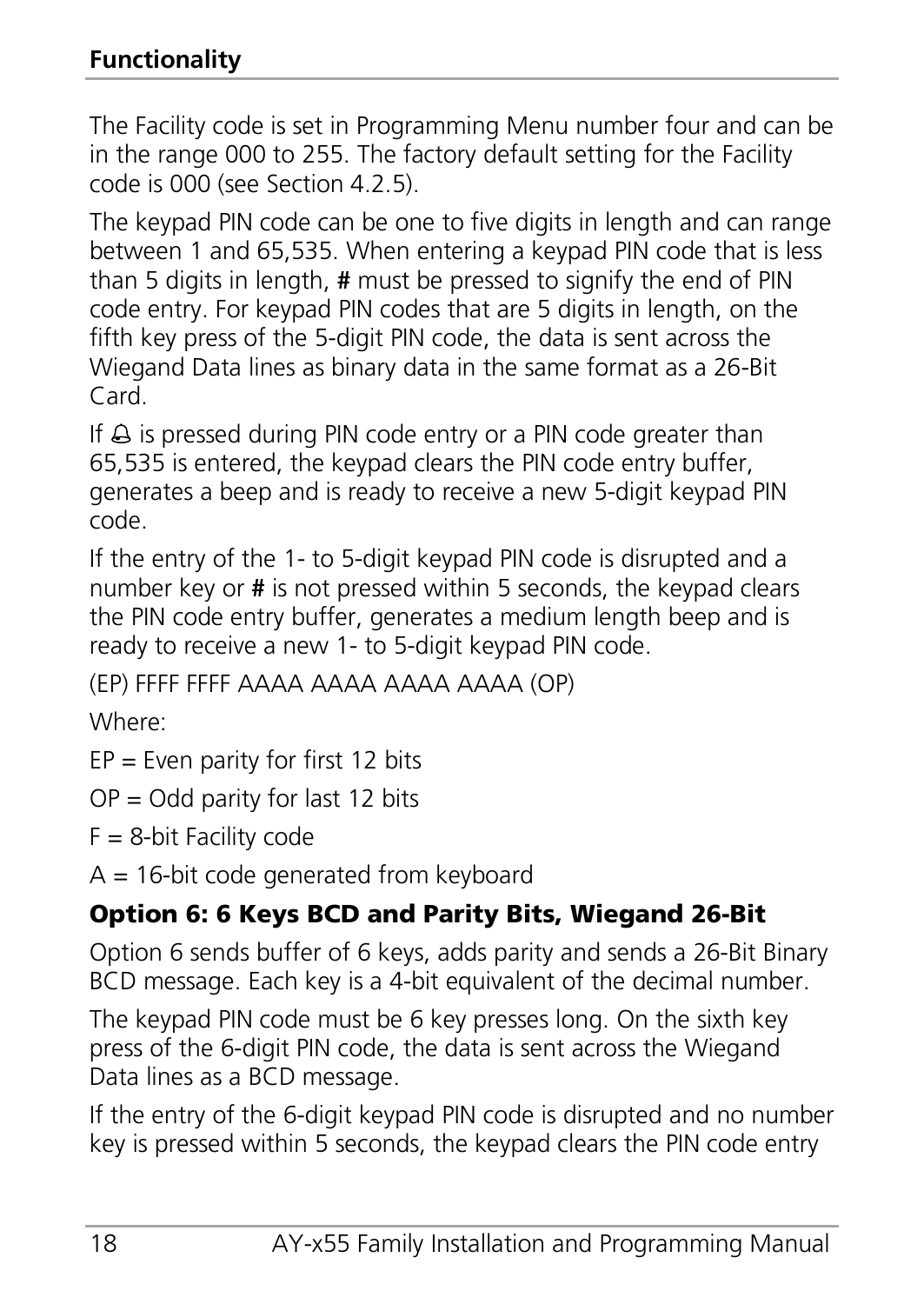The Facility code is set in Programming Menu number four and can be in the range 000 to 255. The factory default setting for the Facility code is 000 (see Section 4.2.5).

The keypad PIN code can be one to five digits in length and can range between 1 and 65,535. When entering a keypad PIN code that is less than 5 digits in length, **#** must be pressed to signify the end of PIN code entry. For keypad PIN codes that are 5 digits in length, on the fifth key press of the 5-digit PIN code, the data is sent across the Wiegand Data lines as binary data in the same format as a 26-Bit Card.

If 🔔 is pressed during PIN code entry or a PIN code greater than 65,535 is entered, the keypad clears the PIN code entry buffer, generates a beep and is ready to receive a new 5-digit keypad PIN code.

If the entry of the 1- to 5-digit keypad PIN code is disrupted and a number key or **#** is not pressed within 5 seconds, the keypad clears the PIN code entry buffer, generates a medium length beep and is ready to receive a new 1- to 5-digit keypad PIN code.

(EP) FFFF FFFF AAAA AAAA AAAA AAAA (OP)

Where:

EP = Even parity for first 12 bits

OP = Odd parity for last 12 bits

F = 8-bit Facility code

A = 16-bit code generated from keyboard

### Option 6: 6 Keys BCD and Parity Bits, Wiegand 26-Bit

Option 6 sends buffer of 6 keys, adds parity and sends a 26-Bit Binary BCD message. Each key is a 4-bit equivalent of the decimal number.

The keypad PIN code must be 6 key presses long. On the sixth key press of the 6-digit PIN code, the data is sent across the Wiegand Data lines as a BCD message.

If the entry of the 6-digit keypad PIN code is disrupted and no number key is pressed within 5 seconds, the keypad clears the PIN code entry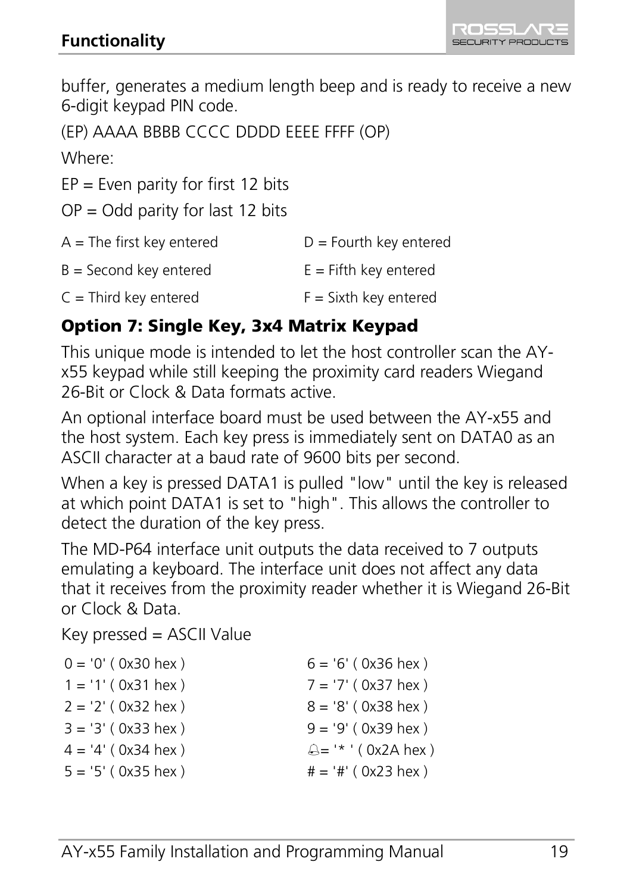buffer, generates a medium length beep and is ready to receive a new 6-digit keypad PIN code.

(EP) AAAA BBBB CCCC DDDD EEEE FFFF (OP)

Where:

EP = Even parity for first 12 bits

OP = Odd parity for last 12 bits

A = The first key entered

B = Second key entered

C = Third key entered

D = Fourth key entered

E = Fifth key entered

F = Sixth key entered

### Option 7: Single Key, 3x4 Matrix Keypad

This unique mode is intended to let the host controller scan the AY-x55 keypad while still keeping the proximity card readers Wiegand 26-Bit or Clock & Data formats active.

An optional interface board must be used between the AY-x55 and the host system. Each key press is immediately sent on DATA0 as an ASCII character at a baud rate of 9600 bits per second.

When a key is pressed DATA1 is pulled "low" until the key is released at which point DATA1 is set to "high". This allows the controller to detect the duration of the key press.

The MD-P64 interface unit outputs the data received to 7 outputs emulating a keyboard. The interface unit does not affect any data that it receives from the proximity reader whether it is Wiegand 26-Bit or Clock & Data.

Key pressed = ASCII Value

0 = '0' ( 0x30 hex )
1 = '1' ( 0x31 hex )
2 = '2' ( 0x32 hex )
3 = '3' ( 0x33 hex )
4 = '4' ( 0x34 hex )
5 = '5' ( 0x35 hex )
6 = '6' ( 0x36 hex )
7 = '7' ( 0x37 hex )
8 = '8' ( 0x38 hex )
9 = '9' ( 0x39 hex )
🔔= '* ' ( 0x2A hex )
# = '#' ( 0x23 hex )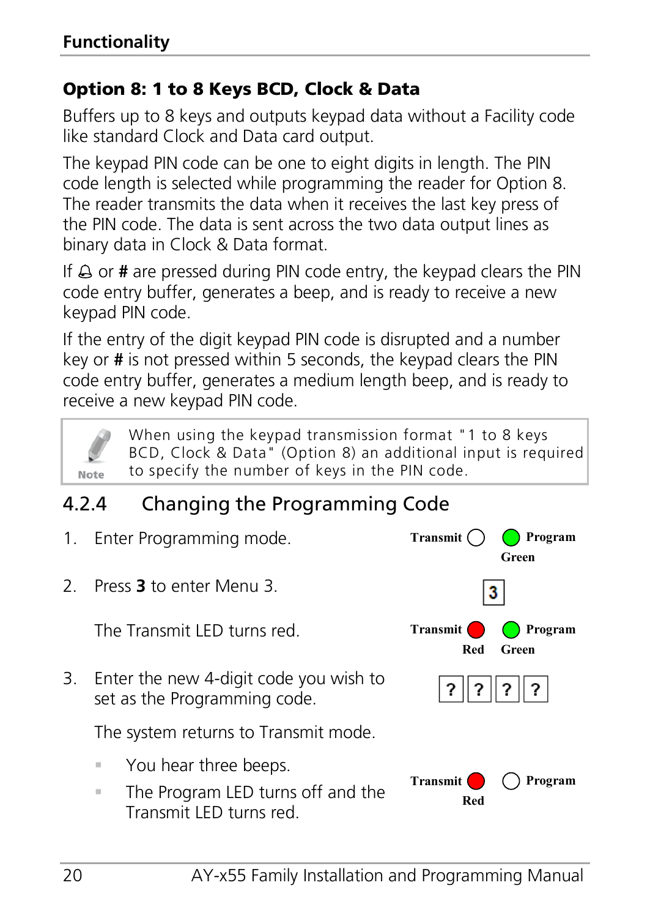## Option 8: 1 to 8 Keys BCD, Clock & Data

Buffers up to 8 keys and outputs keypad data without a Facility code like standard Clock and Data card output.

The keypad PIN code can be one to eight digits in length. The PIN code length is selected while programming the reader for Option 8. The reader transmits the data when it receives the last key press of the PIN code. The data is sent across the two data output lines as binary data in Clock & Data format.

If 🔔 or **#** are pressed during PIN code entry, the keypad clears the PIN code entry buffer, generates a beep, and is ready to receive a new keypad PIN code.

If the entry of the digit keypad PIN code is disrupted and a number key or **#** is not pressed within 5 seconds, the keypad clears the PIN code entry buffer, generates a medium length beep, and is ready to receive a new keypad PIN code.

> **Note:** When using the keypad transmission format "1 to 8 keys BCD, Clock & Data" (Option 8) an additional input is required to specify the number of keys in the PIN code.

## 4.2.4 Changing the Programming Code

1. Enter Programming mode.

   Transmit: off — Program: Green

2. Press **3** to enter Menu 3.

   [3]

   The Transmit LED turns red.

   Transmit: Red — Program: Green

3. Enter the new 4-digit code you wish to set as the Programming code.

   [?] [?] [?] [?]

   The system returns to Transmit mode.

   - You hear three beeps.
   - The Program LED turns off and the Transmit LED turns red.

   Transmit: Red — Program: off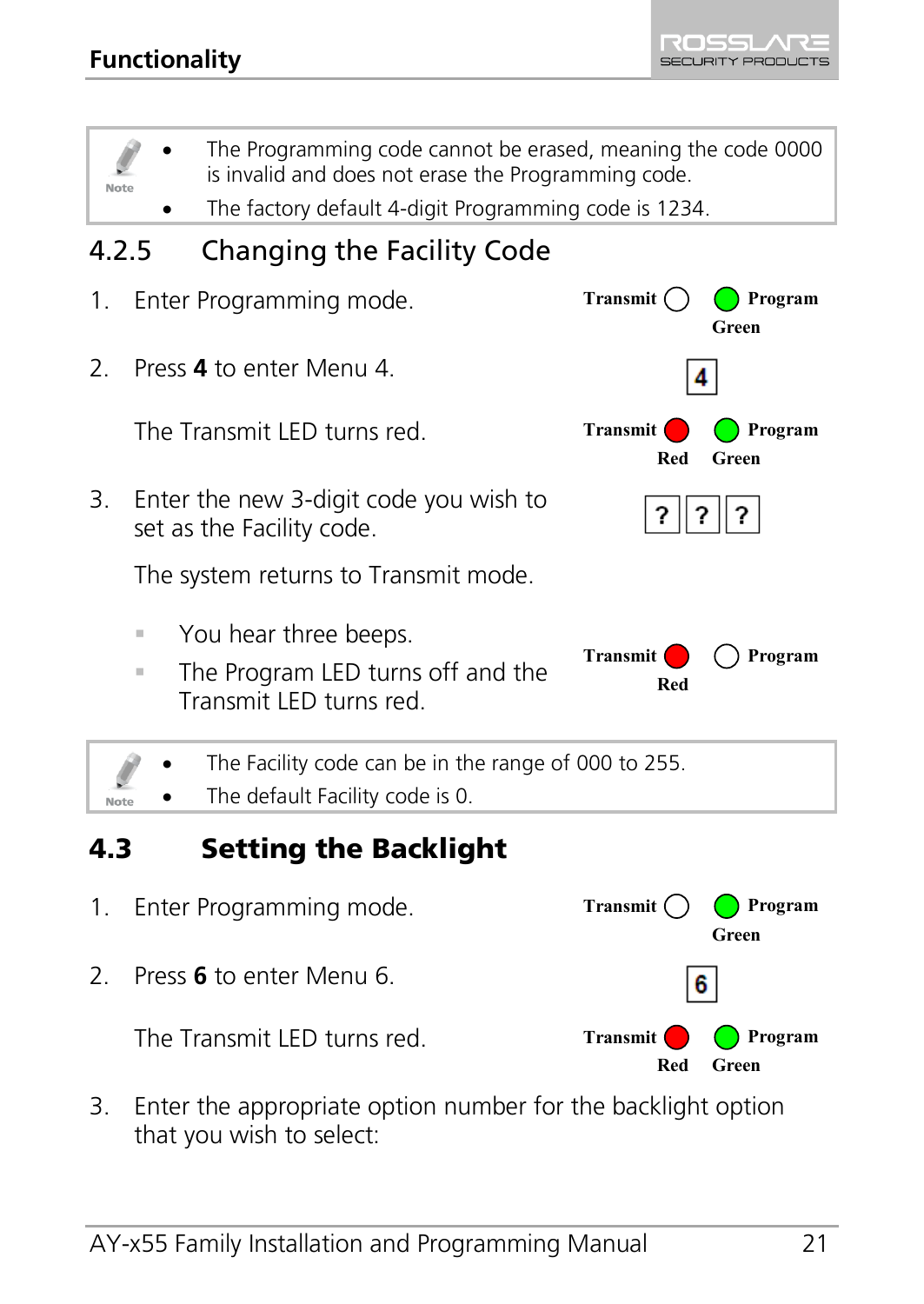> **Note**
> - The Programming code cannot be erased, meaning the code 0000 is invalid and does not erase the Programming code.
> - The factory default 4-digit Programming code is 1234.

### 4.2.5 Changing the Facility Code

1. Enter Programming mode.

   Transmit ○ Program ● Green

2. Press **4** to enter Menu 4.

   [4]

   The Transmit LED turns red.

   Transmit ● Red, Program ● Green

3. Enter the new 3-digit code you wish to set as the Facility code.

   [?] [?] [?]

   The system returns to Transmit mode.

   - You hear three beeps.
   - The Program LED turns off and the Transmit LED turns red.

   Transmit ● Red, Program ○

> **Note**
> - The Facility code can be in the range of 000 to 255.
> - The default Facility code is 0.

## 4.3 Setting the Backlight

1. Enter Programming mode.

   Transmit ○ Program ● Green

2. Press **6** to enter Menu 6.

   [6]

   The Transmit LED turns red.

   Transmit ● Red, Program ● Green

3. Enter the appropriate option number for the backlight option that you wish to select: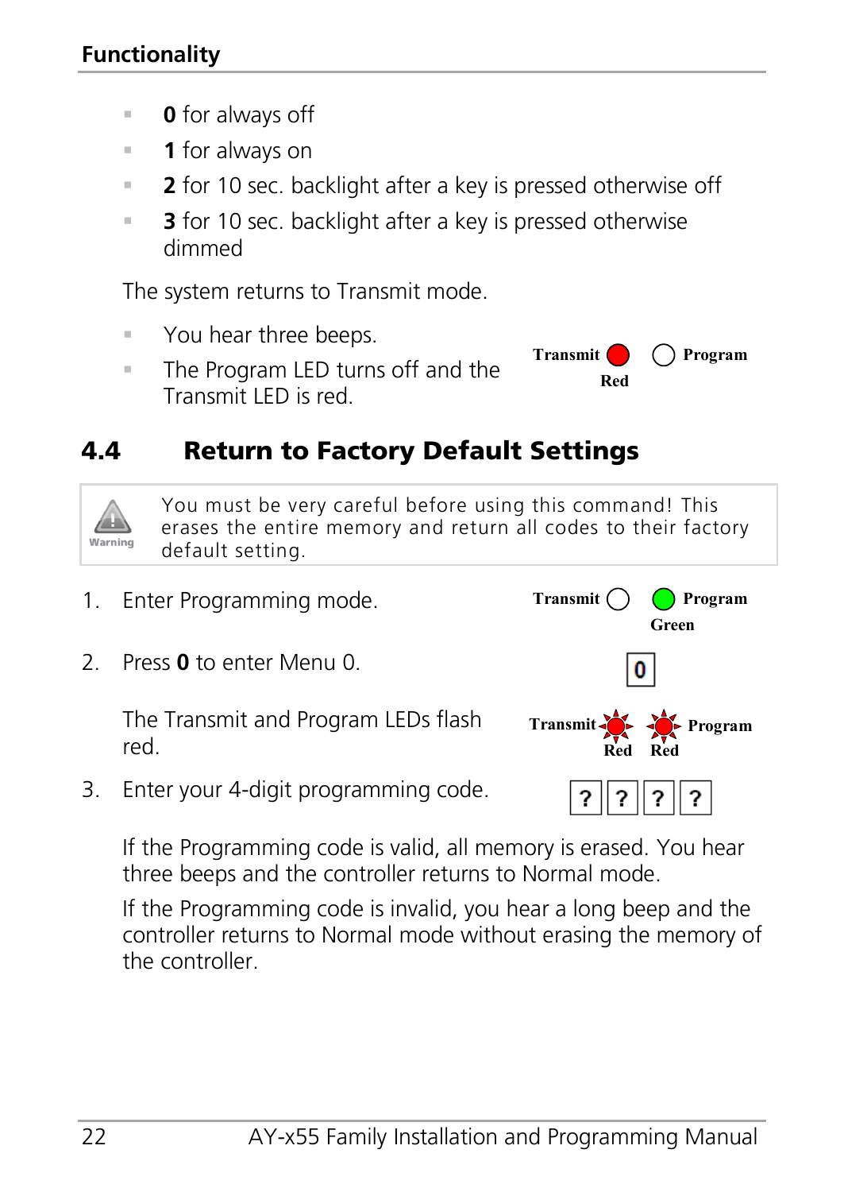- **0** for always off
- **1** for always on
- **2** for 10 sec. backlight after a key is pressed otherwise off
- **3** for 10 sec. backlight after a key is pressed otherwise dimmed

The system returns to Transmit mode.

- You hear three beeps.
- The Program LED turns off and the Transmit LED is red.

Transmit Red Program

## 4.4 Return to Factory Default Settings

> Warning: You must be very careful before using this command! This erases the entire memory and return all codes to their factory default setting.

1. Enter Programming mode.

   Transmit Program Green

2. Press **0** to enter Menu 0.

   0

   The Transmit and Program LEDs flash red.

   Transmit Red Red Program

3. Enter your 4-digit programming code.

   ? ? ? ?

   If the Programming code is valid, all memory is erased. You hear three beeps and the controller returns to Normal mode.

   If the Programming code is invalid, you hear a long beep and the controller returns to Normal mode without erasing the memory of the controller.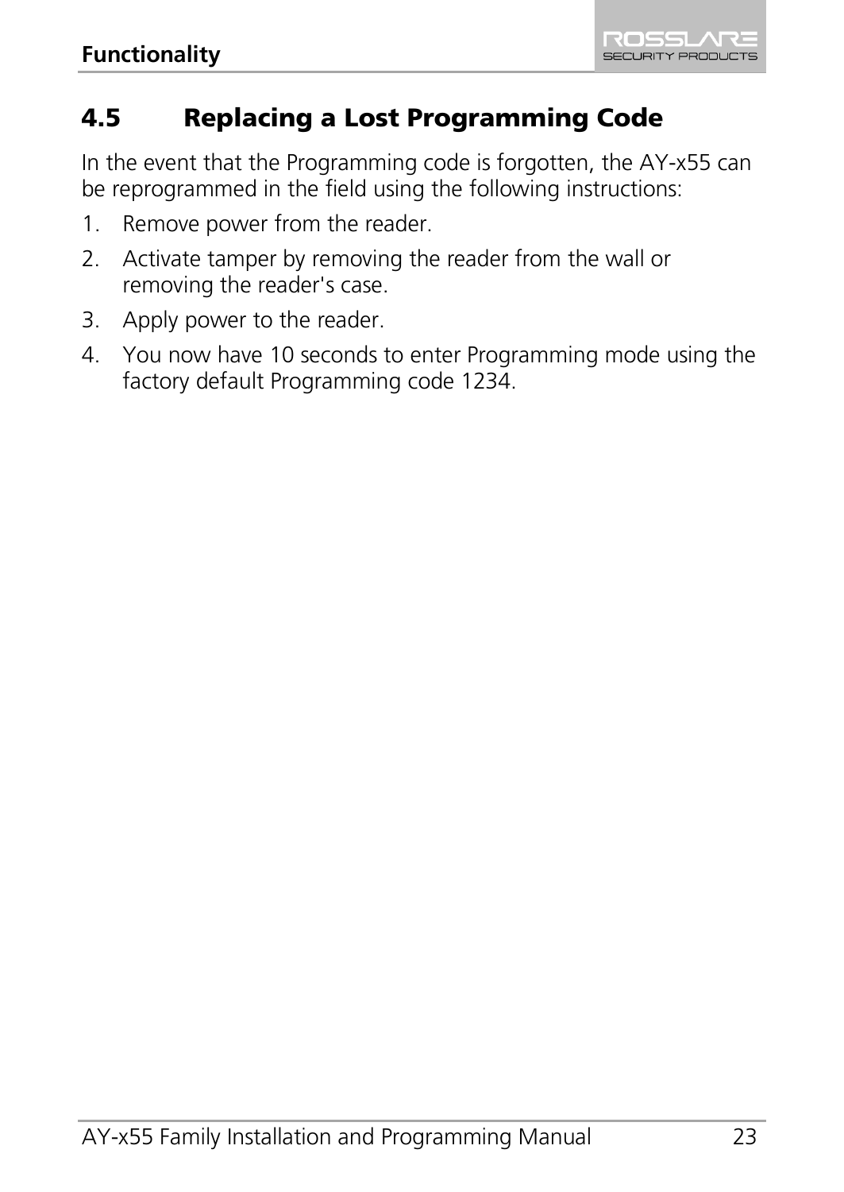## 4.5 Replacing a Lost Programming Code

In the event that the Programming code is forgotten, the AY-x55 can be reprogrammed in the field using the following instructions:

1. Remove power from the reader.
2. Activate tamper by removing the reader from the wall or removing the reader's case.
3. Apply power to the reader.
4. You now have 10 seconds to enter Programming mode using the factory default Programming code 1234.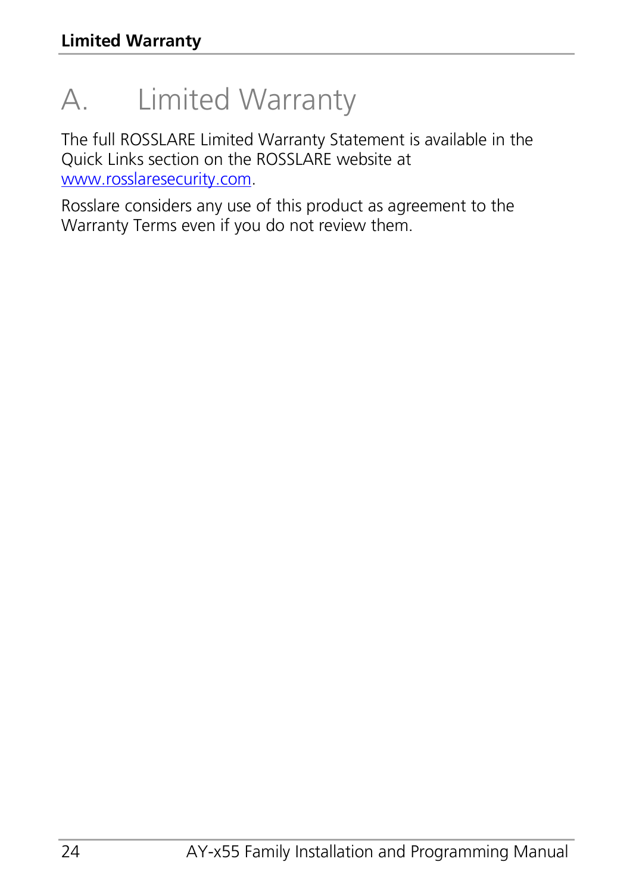# A. Limited Warranty

The full ROSSLARE Limited Warranty Statement is available in the Quick Links section on the ROSSLARE website at [www.rosslaresecurity.com](http://www.rosslaresecurity.com).

Rosslare considers any use of this product as agreement to the Warranty Terms even if you do not review them.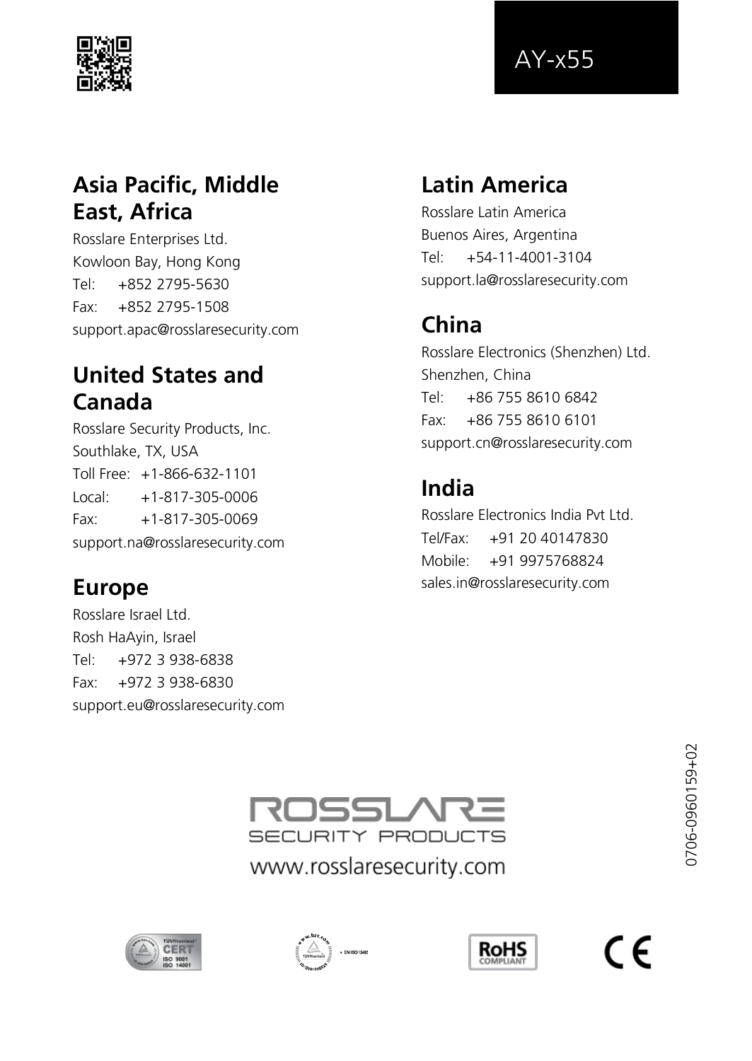AY-x55

## Asia Pacific, Middle East, Africa

Rosslare Enterprises Ltd.
Kowloon Bay, Hong Kong
Tel: +852 2795-5630
Fax: +852 2795-1508
support.apac@rosslaresecurity.com

## United States and Canada

Rosslare Security Products, Inc.
Southlake, TX, USA
Toll Free: +1-866-632-1101
Local: +1-817-305-0006
Fax: +1-817-305-0069
support.na@rosslaresecurity.com

## Europe

Rosslare Israel Ltd.
Rosh HaAyin, Israel
Tel: +972 3 938-6838
Fax: +972 3 938-6830
support.eu@rosslaresecurity.com

## Latin America

Rosslare Latin America
Buenos Aires, Argentina
Tel: +54-11-4001-3104
support.la@rosslaresecurity.com

## China

Rosslare Electronics (Shenzhen) Ltd.
Shenzhen, China
Tel: +86 755 8610 6842
Fax: +86 755 8610 6101
support.cn@rosslaresecurity.com

## India

Rosslare Electronics India Pvt Ltd.
Tel/Fax: +91 20 40147830
Mobile: +91 9975768824
sales.in@rosslaresecurity.com

ROSSLARE SECURITY PRODUCTS
www.rosslaresecurity.com

0706-0960159+02